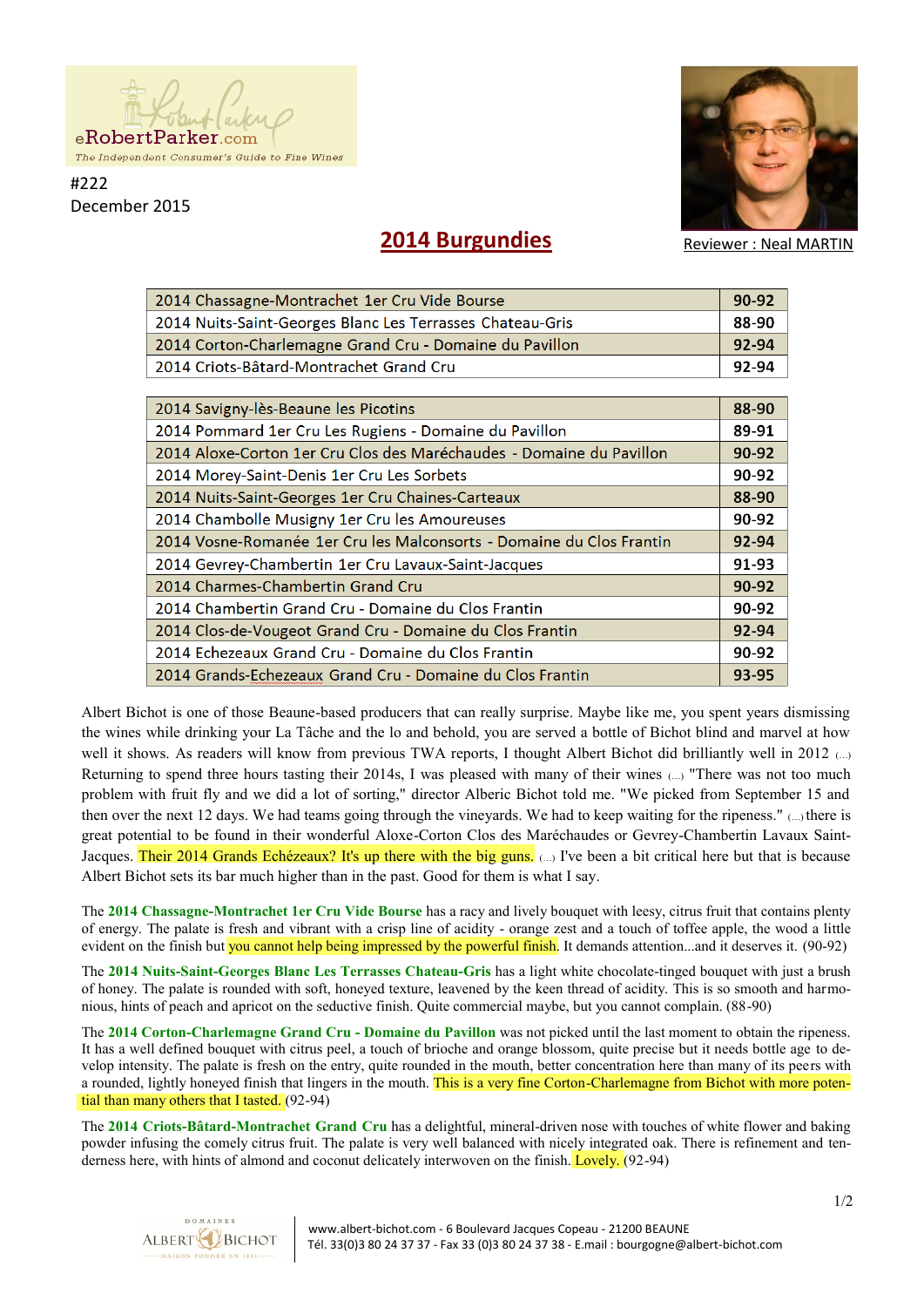eRobertParker.com

*The Independent Consumer's Guide to Fine Wines*

#222
December 2015

# 2014 Burgundies

Reviewer : Neal MARTIN

| Wine | Score |
|---|---|
| 2014 Chassagne-Montrachet 1er Cru Vide Bourse | 90-92 |
| 2014 Nuits-Saint-Georges Blanc Les Terrasses Chateau-Gris | 88-90 |
| 2014 Corton-Charlemagne Grand Cru - Domaine du Pavillon | 92-94 |
| 2014 Criots-Bâtard-Montrachet Grand Cru | 92-94 |

| Wine | Score |
|---|---|
| 2014 Savigny-lès-Beaune les Picotins | 88-90 |
| 2014 Pommard 1er Cru Les Rugiens - Domaine du Pavillon | 89-91 |
| 2014 Aloxe-Corton 1er Cru Clos des Maréchaudes - Domaine du Pavillon | 90-92 |
| 2014 Morey-Saint-Denis 1er Cru Les Sorbets | 90-92 |
| 2014 Nuits-Saint-Georges 1er Cru Chaines-Carteaux | 88-90 |
| 2014 Chambolle Musigny 1er Cru les Amoureuses | 90-92 |
| 2014 Vosne-Romanée 1er Cru les Malconsorts - Domaine du Clos Frantin | 92-94 |
| 2014 Gevrey-Chambertin 1er Cru Lavaux-Saint-Jacques | 91-93 |
| 2014 Charmes-Chambertin Grand Cru | 90-92 |
| 2014 Chambertin Grand Cru - Domaine du Clos Frantin | 90-92 |
| 2014 Clos-de-Vougeot Grand Cru - Domaine du Clos Frantin | 92-94 |
| 2014 Echezeaux Grand Cru - Domaine du Clos Frantin | 90-92 |
| 2014 Grands-Echezeaux Grand Cru - Domaine du Clos Frantin | 93-95 |

Albert Bichot is one of those Beaune-based producers that can really surprise. Maybe like me, you spent years dismissing the wines while drinking your La Tâche and the lo and behold, you are served a bottle of Bichot blind and marvel at how well it shows. As readers will know from previous TWA reports, I thought Albert Bichot did brilliantly well in 2012 (...) Returning to spend three hours tasting their 2014s, I was pleased with many of their wines (...) "There was not too much problem with fruit fly and we did a lot of sorting," director Alberic Bichot told me. "We picked from September 15 and then over the next 12 days. We had teams going through the vineyards. We had to keep waiting for the ripeness." (...) there is great potential to be found in their wonderful Aloxe-Corton Clos des Maréchaudes or Gevrey-Chambertin Lavaux Saint-Jacques. Their 2014 Grands Echézeaux? It's up there with the big guns. (...) I've been a bit critical here but that is because Albert Bichot sets its bar much higher than in the past. Good for them is what I say.

The **2014 Chassagne-Montrachet 1er Cru Vide Bourse** has a racy and lively bouquet with leesy, citrus fruit that contains plenty of energy. The palate is fresh and vibrant with a crisp line of acidity - orange zest and a touch of toffee apple, the wood a little evident on the finish but you cannot help being impressed by the powerful finish. It demands attention...and it deserves it. (90-92)

The **2014 Nuits-Saint-Georges Blanc Les Terrasses Chateau-Gris** has a light white chocolate-tinged bouquet with just a brush of honey. The palate is rounded with soft, honeyed texture, leavened by the keen thread of acidity. This is so smooth and harmonious, hints of peach and apricot on the seductive finish. Quite commercial maybe, but you cannot complain. (88-90)

The **2014 Corton-Charlemagne Grand Cru - Domaine du Pavillon** was not picked until the last moment to obtain the ripeness. It has a well defined bouquet with citrus peel, a touch of brioche and orange blossom, quite precise but it needs bottle age to develop intensity. The palate is fresh on the entry, quite rounded in the mouth, better concentration here than many of its peers with a rounded, lightly honeyed finish that lingers in the mouth. This is a very fine Corton-Charlemagne from Bichot with more potential than many others that I tasted. (92-94)

The **2014 Criots-Bâtard-Montrachet Grand Cru** has a delightful, mineral-driven nose with touches of white flower and baking powder infusing the comely citrus fruit. The palate is very well balanced with nicely integrated oak. There is refinement and tenderness here, with hints of almond and coconut delicately interwoven on the finish. Lovely. (92-94)

DOMAINES ALBERT BICHOT — MAISON FONDÉE EN 1831

www.albert-bichot.com - 6 Boulevard Jacques Copeau - 21200 BEAUNE
Tél. 33(0)3 80 24 37 37 - Fax 33 (0)3 80 24 37 38 - E.mail : bourgogne@albert-bichot.com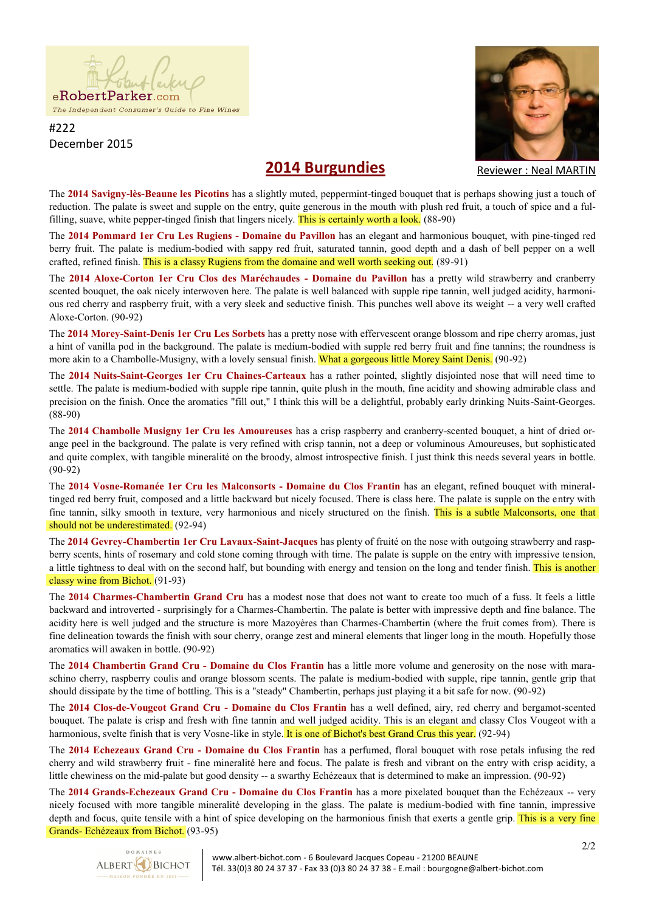eRobertParker.com
The Independent Consumer's Guide to Fine Wines

#222
December 2015

# 2014 Burgundies

Reviewer : Neal MARTIN

The **2014 Savigny-lès-Beaune les Picotins** has a slightly muted, peppermint-tinged bouquet that is perhaps showing just a touch of reduction. The palate is sweet and supple on the entry, quite generous in the mouth with plush red fruit, a touch of spice and a full-filling, suave, white pepper-tinged finish that lingers nicely. This is certainly worth a look. (88-90)

The **2014 Pommard 1er Cru Les Rugiens - Domaine du Pavillon** has an elegant and harmonious bouquet, with pine-tinged red berry fruit. The palate is medium-bodied with sappy red fruit, saturated tannin, good depth and a dash of bell pepper on a well crafted, refined finish. This is a classy Rugiens from the domaine and well worth seeking out. (89-91)

The **2014 Aloxe-Corton 1er Cru Clos des Maréchaudes - Domaine du Pavillon** has a pretty wild strawberry and cranberry scented bouquet, the oak nicely interwoven here. The palate is well balanced with supple ripe tannin, well judged acidity, harmonious red cherry and raspberry fruit, with a very sleek and seductive finish. This punches well above its weight -- a very well crafted Aloxe-Corton. (90-92)

The **2014 Morey-Saint-Denis 1er Cru Les Sorbets** has a pretty nose with effervescent orange blossom and ripe cherry aromas, just a hint of vanilla pod in the background. The palate is medium-bodied with supple red berry fruit and fine tannins; the roundness is more akin to a Chambolle-Musigny, with a lovely sensual finish. What a gorgeous little Morey Saint Denis. (90-92)

The **2014 Nuits-Saint-Georges 1er Cru Chaines-Carteaux** has a rather pointed, slightly disjointed nose that will need time to settle. The palate is medium-bodied with supple ripe tannin, quite plush in the mouth, fine acidity and showing admirable class and precision on the finish. Once the aromatics "fill out," I think this will be a delightful, probably early drinking Nuits-Saint-Georges. (88-90)

The **2014 Chambolle Musigny 1er Cru les Amoureuses** has a crisp raspberry and cranberry-scented bouquet, a hint of dried orange peel in the background. The palate is very refined with crisp tannin, not a deep or voluminous Amoureuses, but sophisticated and quite complex, with tangible mineralité on the broody, almost introspective finish. I just think this needs several years in bottle. (90-92)

The **2014 Vosne-Romanée 1er Cru les Malconsorts - Domaine du Clos Frantin** has an elegant, refined bouquet with mineral-tinged red berry fruit, composed and a little backward but nicely focused. There is class here. The palate is supple on the entry with fine tannin, silky smooth in texture, very harmonious and nicely structured on the finish. This is a subtle Malconsorts, one that should not be underestimated. (92-94)

The **2014 Gevrey-Chambertin 1er Cru Lavaux-Saint-Jacques** has plenty of fruité on the nose with outgoing strawberry and raspberry scents, hints of rosemary and cold stone coming through with time. The palate is supple on the entry with impressive tension, a little tightness to deal with on the second half, but bounding with energy and tension on the long and tender finish. This is another classy wine from Bichot. (91-93)

The **2014 Charmes-Chambertin Grand Cru** has a modest nose that does not want to create too much of a fuss. It feels a little backward and introverted - surprisingly for a Charmes-Chambertin. The palate is better with impressive depth and fine balance. The acidity here is well judged and the structure is more Mazoyères than Charmes-Chambertin (where the fruit comes from). There is fine delineation towards the finish with sour cherry, orange zest and mineral elements that linger long in the mouth. Hopefully those aromatics will awaken in bottle. (90-92)

The **2014 Chambertin Grand Cru - Domaine du Clos Frantin** has a little more volume and generosity on the nose with maraschino cherry, raspberry coulis and orange blossom scents. The palate is medium-bodied with supple, ripe tannin, gentle grip that should dissipate by the time of bottling. This is a "steady" Chambertin, perhaps just playing it a bit safe for now. (90-92)

The **2014 Clos-de-Vougeot Grand Cru - Domaine du Clos Frantin** has a well defined, airy, red cherry and bergamot-scented bouquet. The palate is crisp and fresh with fine tannin and well judged acidity. This is an elegant and classy Clos Vougeot with a harmonious, svelte finish that is very Vosne-like in style. It is one of Bichot's best Grand Crus this year. (92-94)

The **2014 Echezeaux Grand Cru - Domaine du Clos Frantin** has a perfumed, floral bouquet with rose petals infusing the red cherry and wild strawberry fruit - fine mineralité here and focus. The palate is fresh and vibrant on the entry with crisp acidity, a little chewiness on the mid-palate but good density -- a swarthy Echézeaux that is determined to make an impression. (90-92)

The **2014 Grands-Echezeaux Grand Cru - Domaine du Clos Frantin** has a more pixelated bouquet than the Echézeaux -- very nicely focused with more tangible mineralité developing in the glass. The palate is medium-bodied with fine tannin, impressive depth and focus, quite tensile with a hint of spice developing on the harmonious finish that exerts a gentle grip. This is a very fine Grands- Echézeaux from Bichot. (93-95)

DOMAINES ALBERT BICHOT — MAISON FONDÉE EN 1831

www.albert-bichot.com - 6 Boulevard Jacques Copeau - 21200 BEAUNE
Tél. 33(0)3 80 24 37 37 - Fax 33 (0)3 80 24 37 38 - E.mail : bourgogne@albert-bichot.com